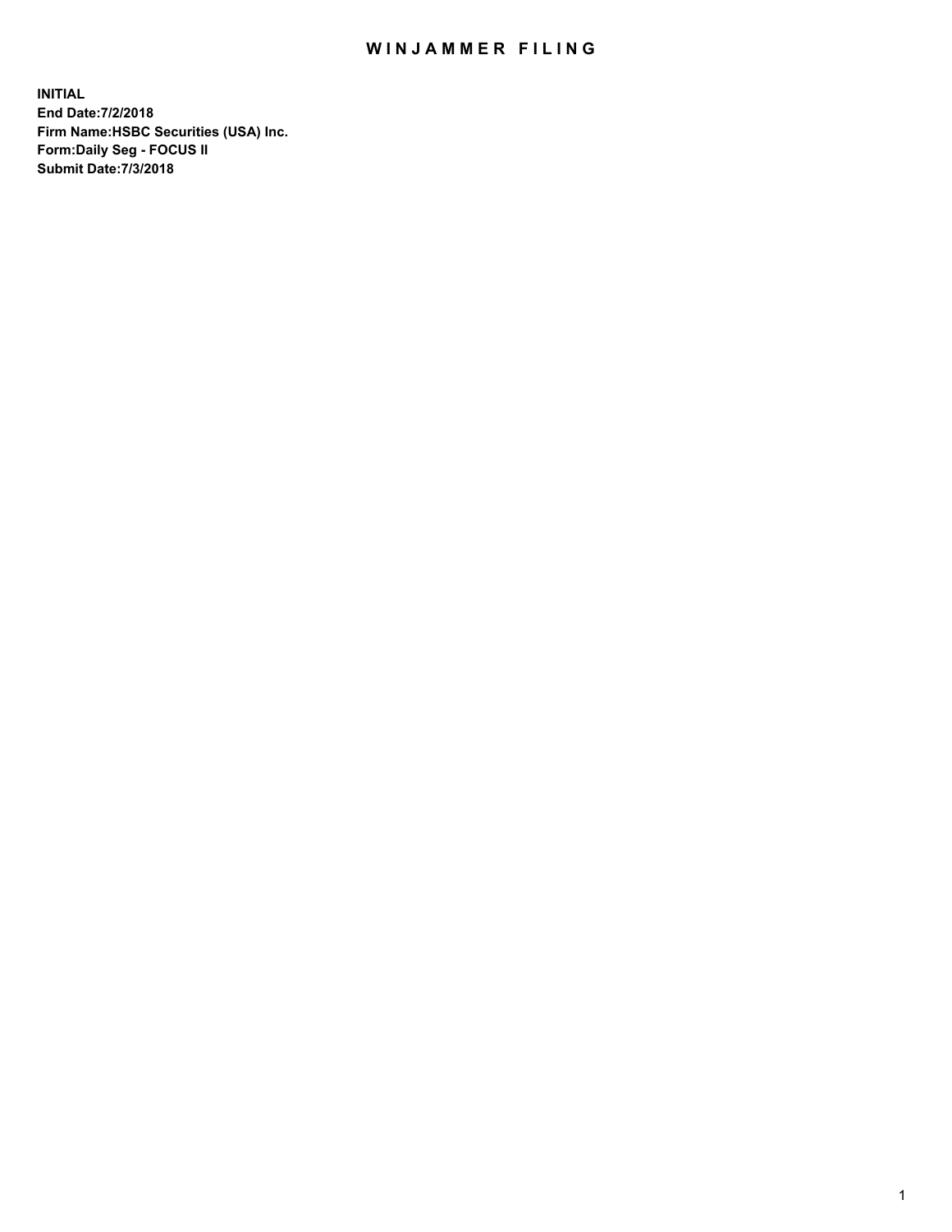# WINJAMMER FILING

**INITIAL**
**End Date:7/2/2018**
**Firm Name:HSBC Securities (USA) Inc.**
**Form:Daily Seg - FOCUS II**
**Submit Date:7/3/2018**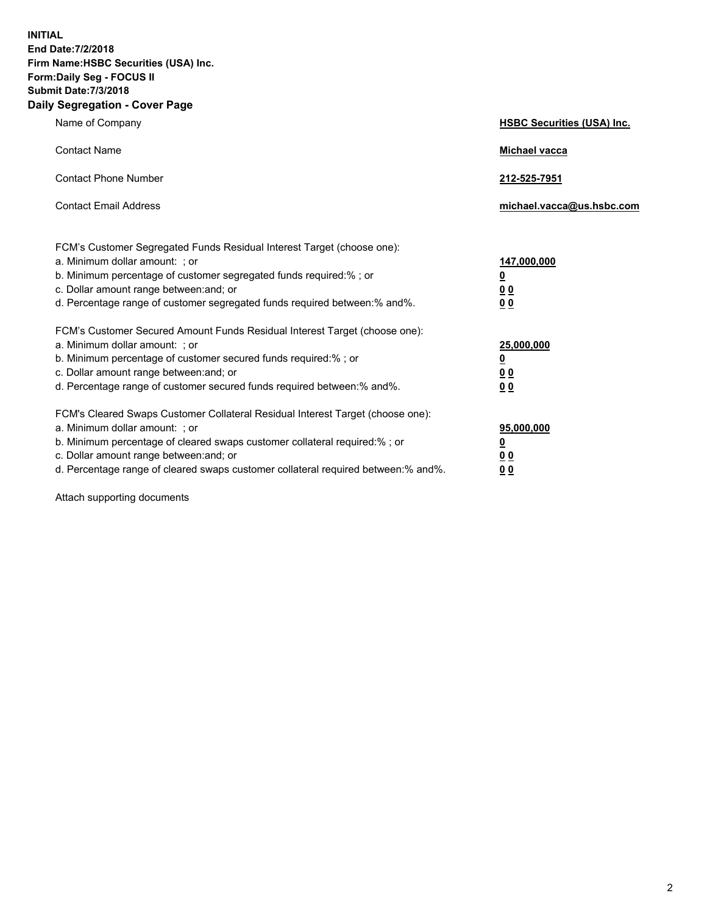**INITIAL**
**End Date:7/2/2018**
**Firm Name:HSBC Securities (USA) Inc.**
**Form:Daily Seg - FOCUS II**
**Submit Date:7/3/2018**

## Daily Segregation - Cover Page

| | |
|---|---|
| Name of Company | **HSBC Securities (USA) Inc.** |
| Contact Name | **Michael vacca** |
| Contact Phone Number | **212-525-7951** |
| Contact Email Address | **michael.vacca@us.hsbc.com** |

FCM's Customer Segregated Funds Residual Interest Target (choose one):

| | |
|---|---|
| a. Minimum dollar amount: ; or | **147,000,000** |
| b. Minimum percentage of customer segregated funds required:% ; or | **0** |
| c. Dollar amount range between:and; or | **0 0** |
| d. Percentage range of customer segregated funds required between:% and%. | **0 0** |

FCM's Customer Secured Amount Funds Residual Interest Target (choose one):

| | |
|---|---|
| a. Minimum dollar amount: ; or | **25,000,000** |
| b. Minimum percentage of customer secured funds required:% ; or | **0** |
| c. Dollar amount range between:and; or | **0 0** |
| d. Percentage range of customer secured funds required between:% and%. | **0 0** |

FCM's Cleared Swaps Customer Collateral Residual Interest Target (choose one):

| | |
|---|---|
| a. Minimum dollar amount: ; or | **95,000,000** |
| b. Minimum percentage of cleared swaps customer collateral required:% ; or | **0** |
| c. Dollar amount range between:and; or | **0 0** |
| d. Percentage range of cleared swaps customer collateral required between:% and%. | **0 0** |

Attach supporting documents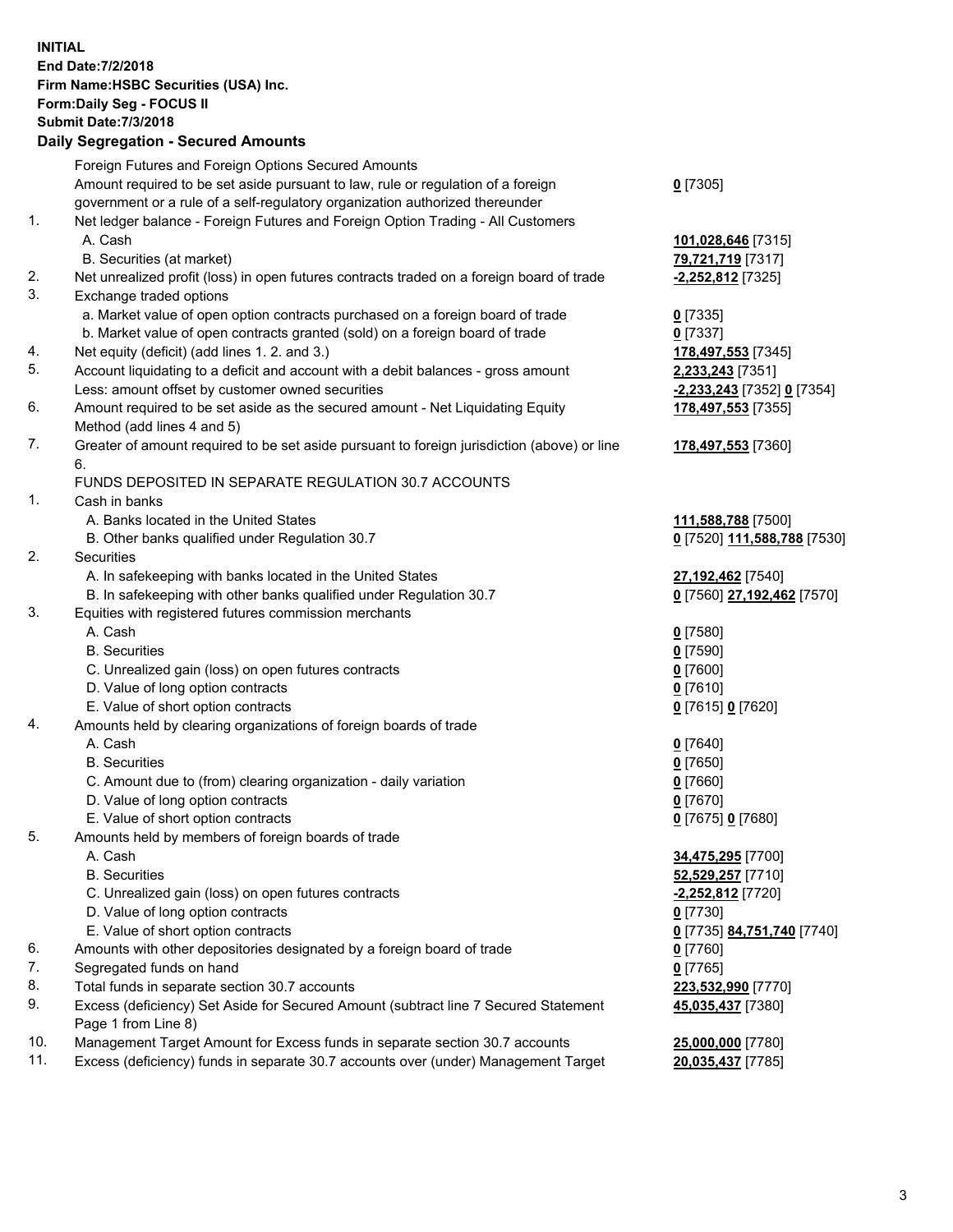**INITIAL**
**End Date:7/2/2018**
**Firm Name:HSBC Securities (USA) Inc.**
**Form:Daily Seg - FOCUS II**
**Submit Date:7/3/2018**

## Daily Segregation - Secured Amounts

| | | |
|---|---|---|
| | Foreign Futures and Foreign Options Secured Amounts | |
| | Amount required to be set aside pursuant to law, rule or regulation of a foreign government or a rule of a self-regulatory organization authorized thereunder | **0** [7305] |
| 1. | Net ledger balance - Foreign Futures and Foreign Option Trading - All Customers | |
| | A. Cash | **101,028,646** [7315] |
| | B. Securities (at market) | **79,721,719** [7317] |
| 2. | Net unrealized profit (loss) in open futures contracts traded on a foreign board of trade | **-2,252,812** [7325] |
| 3. | Exchange traded options | |
| | a. Market value of open option contracts purchased on a foreign board of trade | **0** [7335] |
| | b. Market value of open contracts granted (sold) on a foreign board of trade | **0** [7337] |
| 4. | Net equity (deficit) (add lines 1. 2. and 3.) | **178,497,553** [7345] |
| 5. | Account liquidating to a deficit and account with a debit balances - gross amount | **2,233,243** [7351] |
| | Less: amount offset by customer owned securities | **-2,233,243** [7352] **0** [7354] |
| 6. | Amount required to be set aside as the secured amount - Net Liquidating Equity Method (add lines 4 and 5) | **178,497,553** [7355] |
| 7. | Greater of amount required to be set aside pursuant to foreign jurisdiction (above) or line 6. | **178,497,553** [7360] |
| | FUNDS DEPOSITED IN SEPARATE REGULATION 30.7 ACCOUNTS | |
| 1. | Cash in banks | |
| | A. Banks located in the United States | **111,588,788** [7500] |
| | B. Other banks qualified under Regulation 30.7 | **0** [7520] **111,588,788** [7530] |
| 2. | Securities | |
| | A. In safekeeping with banks located in the United States | **27,192,462** [7540] |
| | B. In safekeeping with other banks qualified under Regulation 30.7 | **0** [7560] **27,192,462** [7570] |
| 3. | Equities with registered futures commission merchants | |
| | A. Cash | **0** [7580] |
| | B. Securities | **0** [7590] |
| | C. Unrealized gain (loss) on open futures contracts | **0** [7600] |
| | D. Value of long option contracts | **0** [7610] |
| | E. Value of short option contracts | **0** [7615] **0** [7620] |
| 4. | Amounts held by clearing organizations of foreign boards of trade | |
| | A. Cash | **0** [7640] |
| | B. Securities | **0** [7650] |
| | C. Amount due to (from) clearing organization - daily variation | **0** [7660] |
| | D. Value of long option contracts | **0** [7670] |
| | E. Value of short option contracts | **0** [7675] **0** [7680] |
| 5. | Amounts held by members of foreign boards of trade | |
| | A. Cash | **34,475,295** [7700] |
| | B. Securities | **52,529,257** [7710] |
| | C. Unrealized gain (loss) on open futures contracts | **-2,252,812** [7720] |
| | D. Value of long option contracts | **0** [7730] |
| | E. Value of short option contracts | **0** [7735] **84,751,740** [7740] |
| 6. | Amounts with other depositories designated by a foreign board of trade | **0** [7760] |
| 7. | Segregated funds on hand | **0** [7765] |
| 8. | Total funds in separate section 30.7 accounts | **223,532,990** [7770] |
| 9. | Excess (deficiency) Set Aside for Secured Amount (subtract line 7 Secured Statement Page 1 from Line 8) | **45,035,437** [7380] |
| 10. | Management Target Amount for Excess funds in separate section 30.7 accounts | **25,000,000** [7780] |
| 11. | Excess (deficiency) funds in separate 30.7 accounts over (under) Management Target | **20,035,437** [7785] |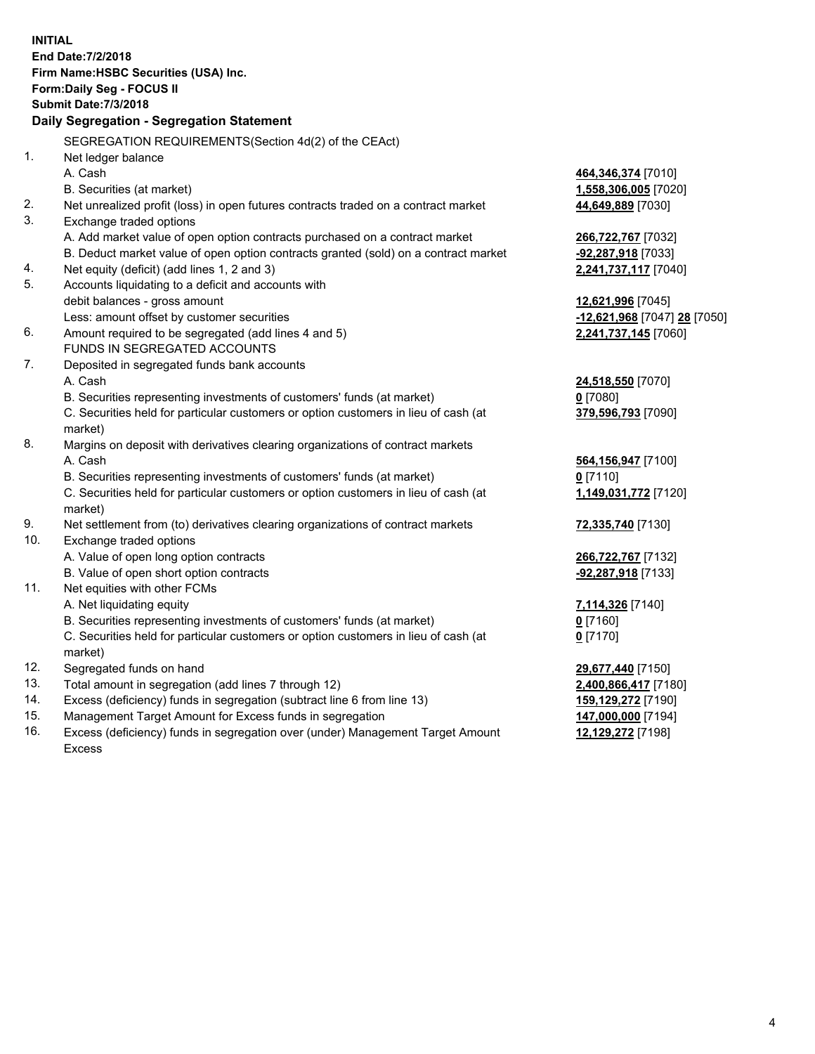**INITIAL**
**End Date:7/2/2018**
**Firm Name:HSBC Securities (USA) Inc.**
**Form:Daily Seg - FOCUS II**
**Submit Date:7/3/2018**

**Daily Segregation - Segregation Statement**

SEGREGATION REQUIREMENTS(Section 4d(2) of the CEAct)

| | | |
|---|---|---|
| 1. | Net ledger balance | |
| | A. Cash | **464,346,374** [7010] |
| | B. Securities (at market) | **1,558,306,005** [7020] |
| 2. | Net unrealized profit (loss) in open futures contracts traded on a contract market | **44,649,889** [7030] |
| 3. | Exchange traded options | |
| | A. Add market value of open option contracts purchased on a contract market | **266,722,767** [7032] |
| | B. Deduct market value of open option contracts granted (sold) on a contract market | **-92,287,918** [7033] |
| 4. | Net equity (deficit) (add lines 1, 2 and 3) | **2,241,737,117** [7040] |
| 5. | Accounts liquidating to a deficit and accounts with | |
| | debit balances - gross amount | **12,621,996** [7045] |
| | Less: amount offset by customer securities | **-12,621,968** [7047] **28** [7050] |
| 6. | Amount required to be segregated (add lines 4 and 5) | **2,241,737,145** [7060] |
| | FUNDS IN SEGREGATED ACCOUNTS | |
| 7. | Deposited in segregated funds bank accounts | |
| | A. Cash | **24,518,550** [7070] |
| | B. Securities representing investments of customers' funds (at market) | **0** [7080] |
| | C. Securities held for particular customers or option customers in lieu of cash (at market) | **379,596,793** [7090] |
| 8. | Margins on deposit with derivatives clearing organizations of contract markets | |
| | A. Cash | **564,156,947** [7100] |
| | B. Securities representing investments of customers' funds (at market) | **0** [7110] |
| | C. Securities held for particular customers or option customers in lieu of cash (at market) | **1,149,031,772** [7120] |
| 9. | Net settlement from (to) derivatives clearing organizations of contract markets | **72,335,740** [7130] |
| 10. | Exchange traded options | |
| | A. Value of open long option contracts | **266,722,767** [7132] |
| | B. Value of open short option contracts | **-92,287,918** [7133] |
| 11. | Net equities with other FCMs | |
| | A. Net liquidating equity | **7,114,326** [7140] |
| | B. Securities representing investments of customers' funds (at market) | **0** [7160] |
| | C. Securities held for particular customers or option customers in lieu of cash (at market) | **0** [7170] |
| 12. | Segregated funds on hand | **29,677,440** [7150] |
| 13. | Total amount in segregation (add lines 7 through 12) | **2,400,866,417** [7180] |
| 14. | Excess (deficiency) funds in segregation (subtract line 6 from line 13) | **159,129,272** [7190] |
| 15. | Management Target Amount for Excess funds in segregation | **147,000,000** [7194] |
| 16. | Excess (deficiency) funds in segregation over (under) Management Target Amount Excess | **12,129,272** [7198] |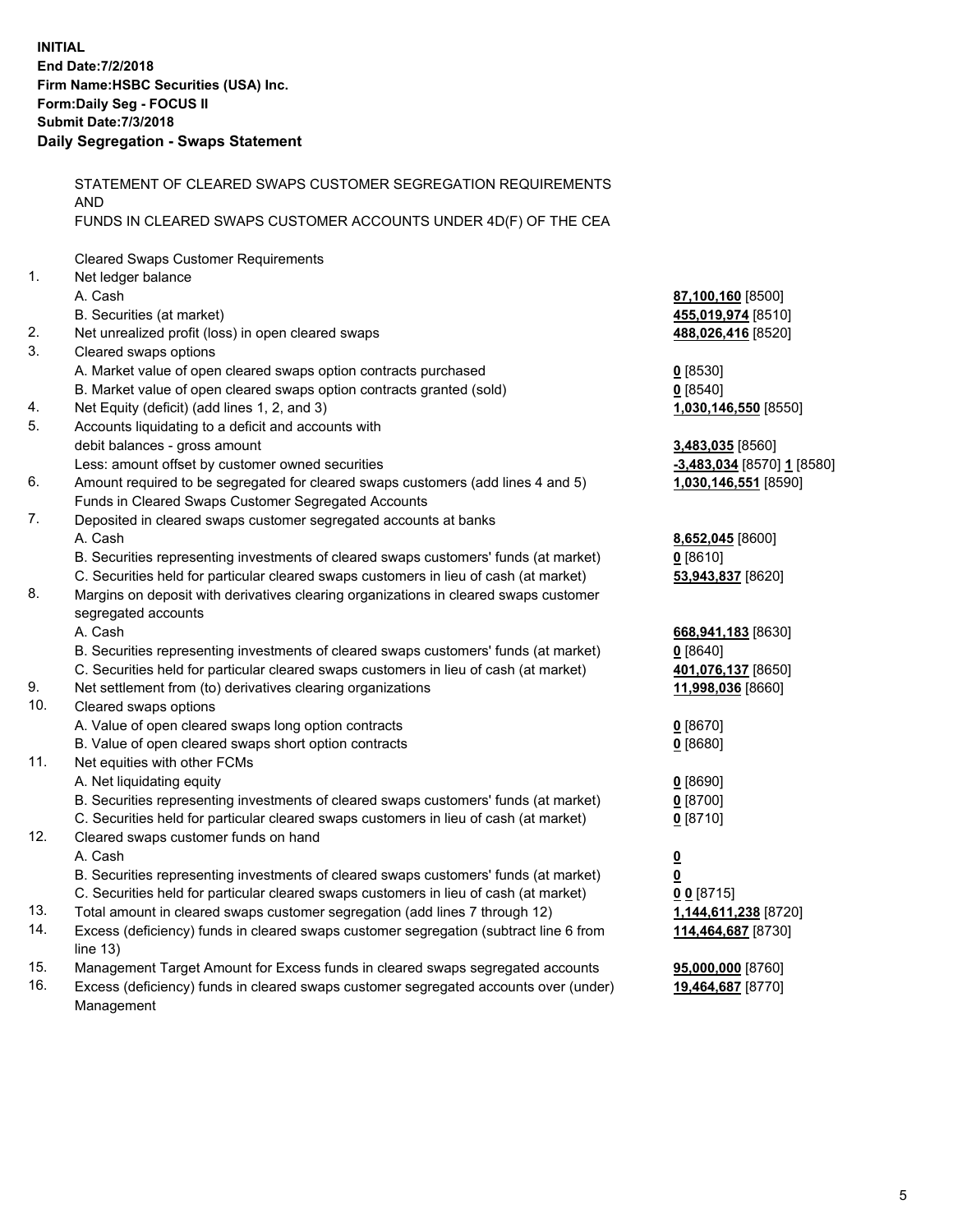**INITIAL**
**End Date:7/2/2018**
**Firm Name:HSBC Securities (USA) Inc.**
**Form:Daily Seg - FOCUS II**
**Submit Date:7/3/2018**
**Daily Segregation - Swaps Statement**

STATEMENT OF CLEARED SWAPS CUSTOMER SEGREGATION REQUIREMENTS AND FUNDS IN CLEARED SWAPS CUSTOMER ACCOUNTS UNDER 4D(F) OF THE CEA

| | | |
|---|---|---|
| | Cleared Swaps Customer Requirements | |
| 1. | Net ledger balance | |
| | A. Cash | **87,100,160** [8500] |
| | B. Securities (at market) | **455,019,974** [8510] |
| 2. | Net unrealized profit (loss) in open cleared swaps | **488,026,416** [8520] |
| 3. | Cleared swaps options | |
| | A. Market value of open cleared swaps option contracts purchased | **0** [8530] |
| | B. Market value of open cleared swaps option contracts granted (sold) | **0** [8540] |
| 4. | Net Equity (deficit) (add lines 1, 2, and 3) | **1,030,146,550** [8550] |
| 5. | Accounts liquidating to a deficit and accounts with debit balances - gross amount | **3,483,035** [8560] |
| | Less: amount offset by customer owned securities | **-3,483,034** [8570] **1** [8580] |
| 6. | Amount required to be segregated for cleared swaps customers (add lines 4 and 5) | **1,030,146,551** [8590] |
| | Funds in Cleared Swaps Customer Segregated Accounts | |
| 7. | Deposited in cleared swaps customer segregated accounts at banks | |
| | A. Cash | **8,652,045** [8600] |
| | B. Securities representing investments of cleared swaps customers' funds (at market) | **0** [8610] |
| | C. Securities held for particular cleared swaps customers in lieu of cash (at market) | **53,943,837** [8620] |
| 8. | Margins on deposit with derivatives clearing organizations in cleared swaps customer segregated accounts | |
| | A. Cash | **668,941,183** [8630] |
| | B. Securities representing investments of cleared swaps customers' funds (at market) | **0** [8640] |
| | C. Securities held for particular cleared swaps customers in lieu of cash (at market) | **401,076,137** [8650] |
| 9. | Net settlement from (to) derivatives clearing organizations | **11,998,036** [8660] |
| 10. | Cleared swaps options | |
| | A. Value of open cleared swaps long option contracts | **0** [8670] |
| | B. Value of open cleared swaps short option contracts | **0** [8680] |
| 11. | Net equities with other FCMs | |
| | A. Net liquidating equity | **0** [8690] |
| | B. Securities representing investments of cleared swaps customers' funds (at market) | **0** [8700] |
| | C. Securities held for particular cleared swaps customers in lieu of cash (at market) | **0** [8710] |
| 12. | Cleared swaps customer funds on hand | |
| | A. Cash | **0** |
| | B. Securities representing investments of cleared swaps customers' funds (at market) | **0** |
| | C. Securities held for particular cleared swaps customers in lieu of cash (at market) | **0** **0** [8715] |
| 13. | Total amount in cleared swaps customer segregation (add lines 7 through 12) | **1,144,611,238** [8720] |
| 14. | Excess (deficiency) funds in cleared swaps customer segregation (subtract line 6 from line 13) | **114,464,687** [8730] |
| 15. | Management Target Amount for Excess funds in cleared swaps segregated accounts | **95,000,000** [8760] |
| 16. | Excess (deficiency) funds in cleared swaps customer segregated accounts over (under) Management | **19,464,687** [8770] |